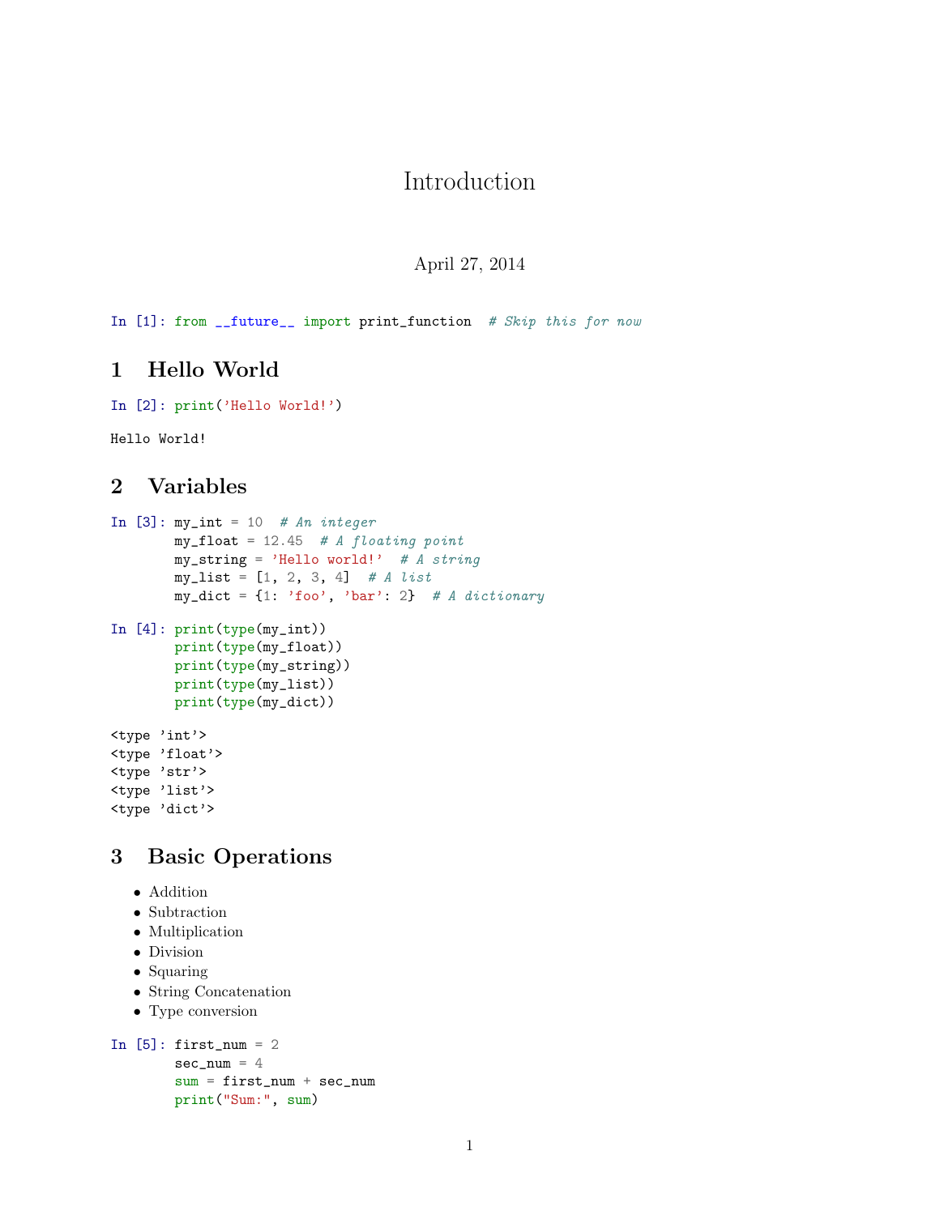# Introduction

April 27, 2014

```
In [1]: from __future__ import print_function  # Skip this for now
```

## 1 Hello World

```
In [2]: print('Hello World!')
```

```
Hello World!
```

## 2 Variables

```
In [3]: my_int = 10  # An integer
        my_float = 12.45  # A floating point
        my_string = 'Hello world!'  # A string
        my_list = [1, 2, 3, 4]  # A list
        my_dict = {1: 'foo', 'bar': 2}  # A dictionary
```

```
In [4]: print(type(my_int))
        print(type(my_float))
        print(type(my_string))
        print(type(my_list))
        print(type(my_dict))
```

```
<type 'int'>
<type 'float'>
<type 'str'>
<type 'list'>
<type 'dict'>
```

## 3 Basic Operations

- Addition
- Subtraction
- Multiplication
- Division
- Squaring
- String Concatenation
- Type conversion

```
In [5]: first_num = 2
        sec_num = 4
        sum = first_num + sec_num
        print("Sum:", sum)
```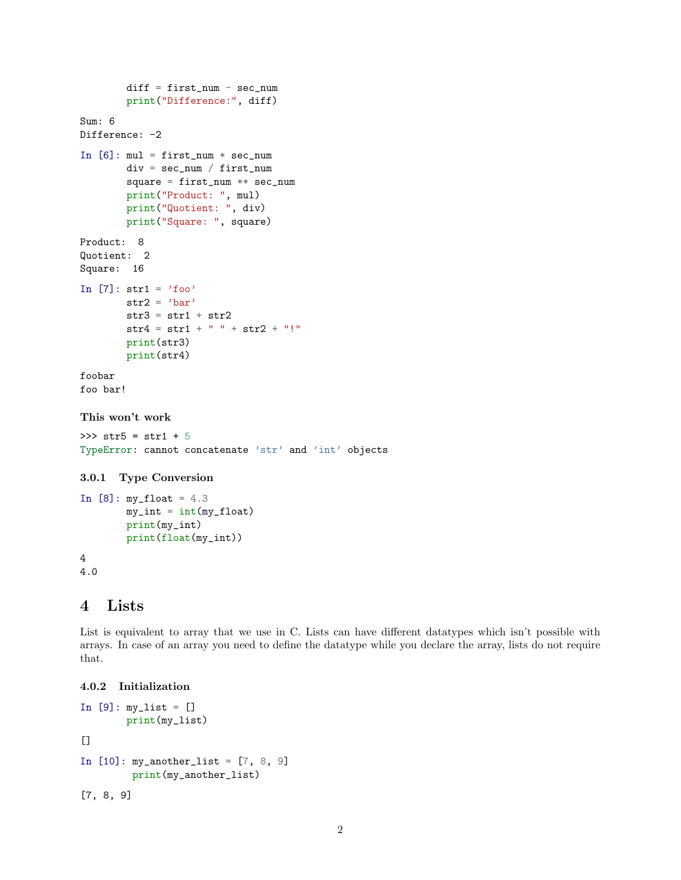```
    diff = first_num - sec_num
    print("Difference:", diff)
```

```
Sum: 6
Difference: -2
```

```
In [6]: mul = first_num * sec_num
        div = sec_num / first_num
        square = first_num ** sec_num
        print("Product: ", mul)
        print("Quotient: ", div)
        print("Square: ", square)
```

```
Product:  8
Quotient:  2
Square:  16
```

```
In [7]: str1 = 'foo'
        str2 = 'bar'
        str3 = str1 + str2
        str4 = str1 + " " + str2 + "!"
        print(str3)
        print(str4)
```

```
foobar
foo bar!
```

**This won't work**

```
>>> str5 = str1 + 5
TypeError: cannot concatenate 'str' and 'int' objects
```

### 3.0.1 Type Conversion

```
In [8]: my_float = 4.3
        my_int = int(my_float)
        print(my_int)
        print(float(my_int))
```

```
4
4.0
```

# 4 Lists

List is equivalent to array that we use in C. Lists can have different datatypes which isn't possible with arrays. In case of an array you need to define the datatype while you declare the array, lists do not require that.

### 4.0.2 Initialization

```
In [9]: my_list = []
        print(my_list)
```

```
[]
```

```
In [10]: my_another_list = [7, 8, 9]
         print(my_another_list)
```

```
[7, 8, 9]
```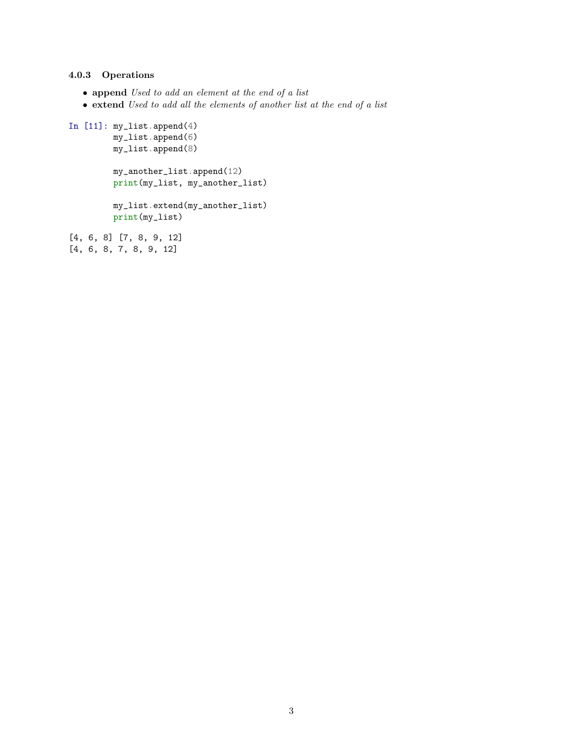### 4.0.3 Operations

- **append** *Used to add an element at the end of a list*
- **extend** *Used to add all the elements of another list at the end of a list*

```
In [11]: my_list.append(4)
         my_list.append(6)
         my_list.append(8)

         my_another_list.append(12)
         print(my_list, my_another_list)

         my_list.extend(my_another_list)
         print(my_list)
```

```
[4, 6, 8] [7, 8, 9, 12]
[4, 6, 8, 7, 8, 9, 12]
```